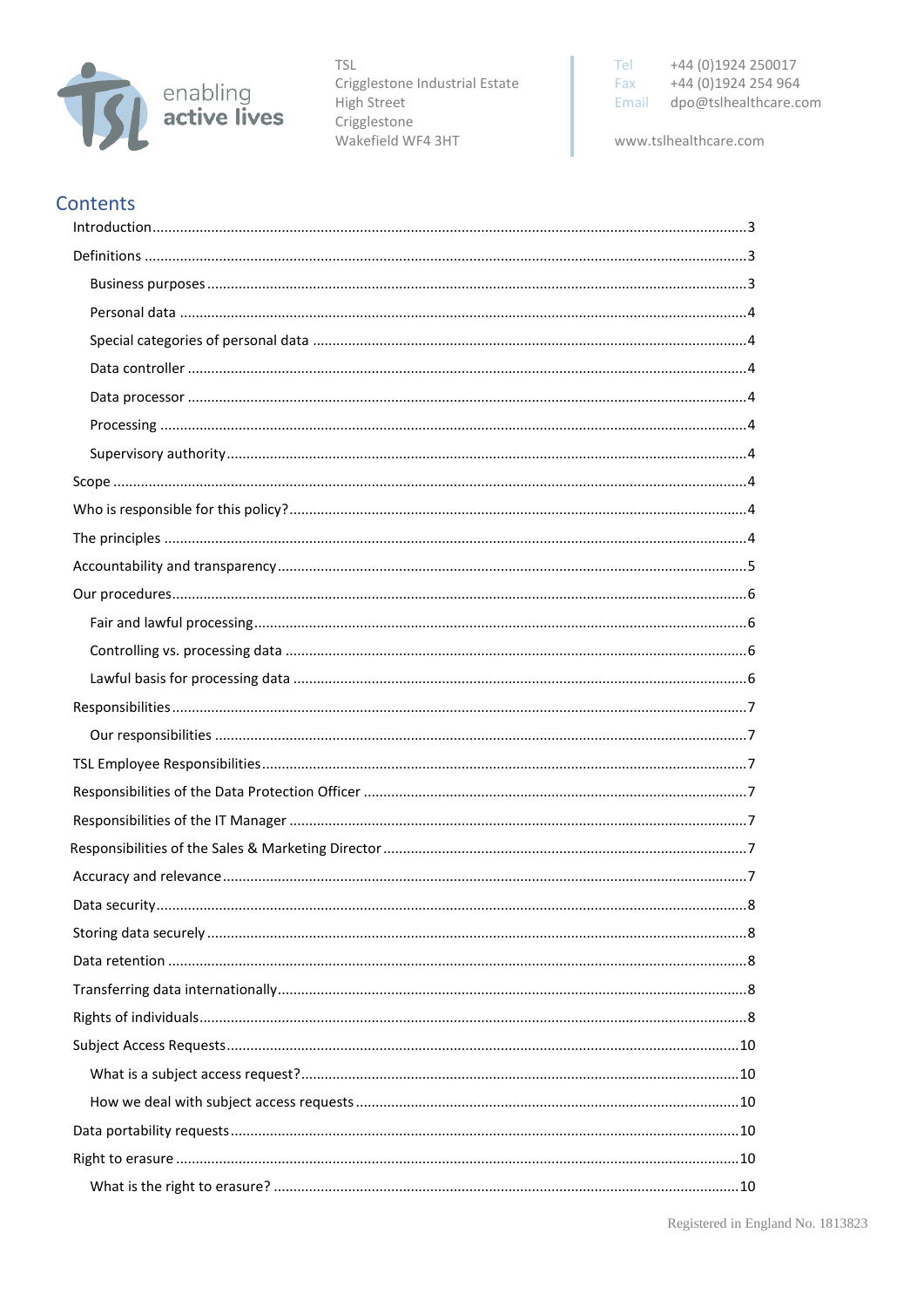TSL
Crigglestone Industrial Estate
High Street
Crigglestone
Wakefield WF4 3HT

Tel +44 (0)1924 250017
Fax +44 (0)1924 254 964
Email dpo@tslhealthcare.com

www.tslhealthcare.com

enabling active lives

## Contents

- Introduction ..... 3
- Definitions ..... 3
  - Business purposes ..... 3
  - Personal data ..... 4
  - Special categories of personal data ..... 4
  - Data controller ..... 4
  - Data processor ..... 4
  - Processing ..... 4
  - Supervisory authority ..... 4
- Scope ..... 4
- Who is responsible for this policy? ..... 4
- The principles ..... 4
- Accountability and transparency ..... 5
- Our procedures ..... 6
  - Fair and lawful processing ..... 6
  - Controlling vs. processing data ..... 6
  - Lawful basis for processing data ..... 6
- Responsibilities ..... 7
  - Our responsibilities ..... 7
- TSL Employee Responsibilities ..... 7
- Responsibilities of the Data Protection Officer ..... 7
- Responsibilities of the IT Manager ..... 7
- Responsibilities of the Sales & Marketing Director ..... 7
- Accuracy and relevance ..... 7
- Data security ..... 8
- Storing data securely ..... 8
- Data retention ..... 8
- Transferring data internationally ..... 8
- Rights of individuals ..... 8
- Subject Access Requests ..... 10
  - What is a subject access request? ..... 10
  - How we deal with subject access requests ..... 10
- Data portability requests ..... 10
- Right to erasure ..... 10
  - What is the right to erasure? ..... 10

Registered in England No. 1813823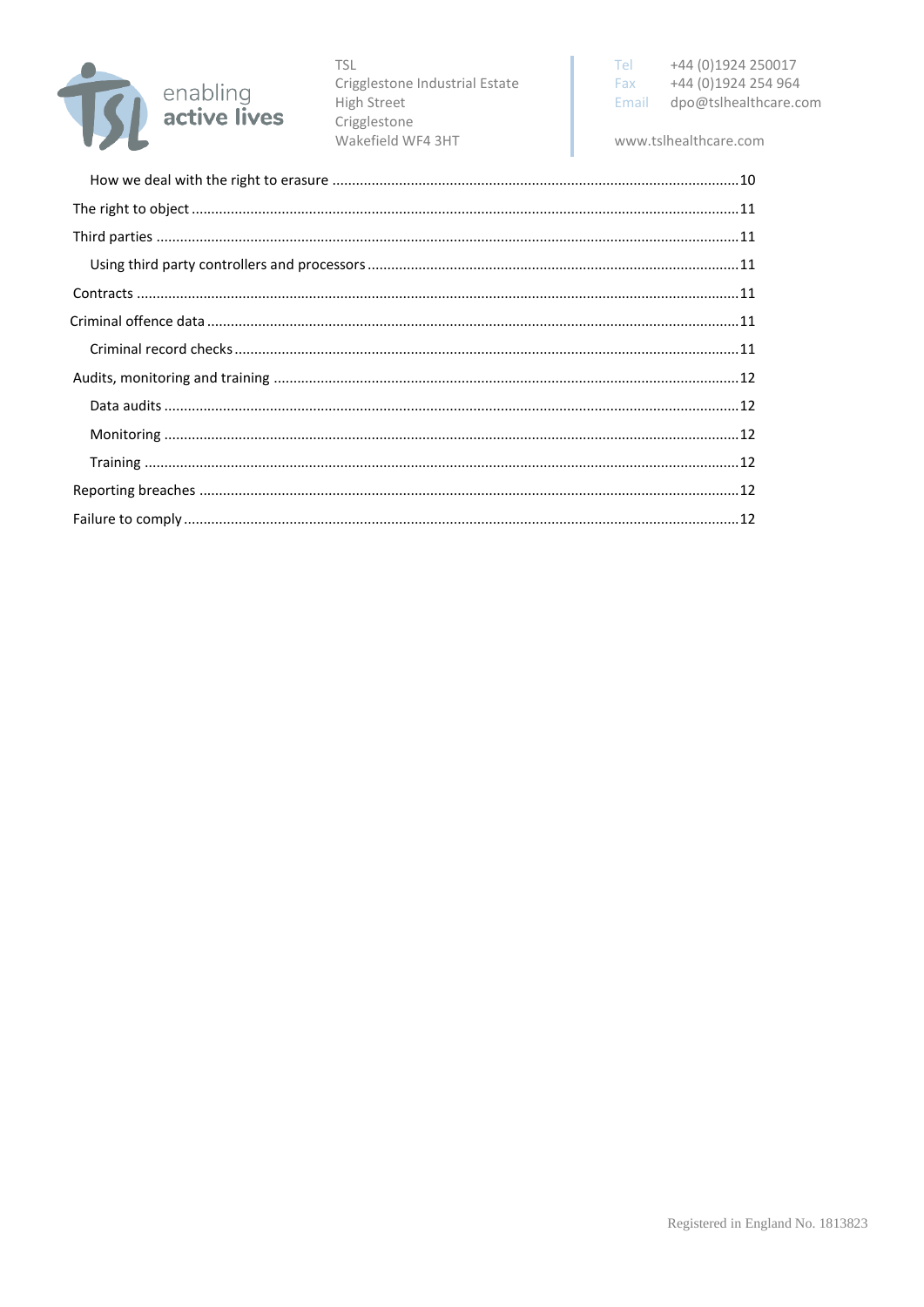How we deal with the right to erasure ....................................................................................................... 10

The right to object ........................................................................................................................................ 11

Third parties .................................................................................................................................................. 11

Using third party controllers and processors ............................................................................................. 11

Contracts ....................................................................................................................................................... 11

Criminal offence data ................................................................................................................................... 11

Criminal record checks ................................................................................................................................ 11

Audits, monitoring and training ..................................................................................................................... 12

Data audits ................................................................................................................................................. 12

Monitoring .................................................................................................................................................. 12

Training ....................................................................................................................................................... 12

Reporting breaches ........................................................................................................................................ 12

Failure to comply ........................................................................................................................................... 12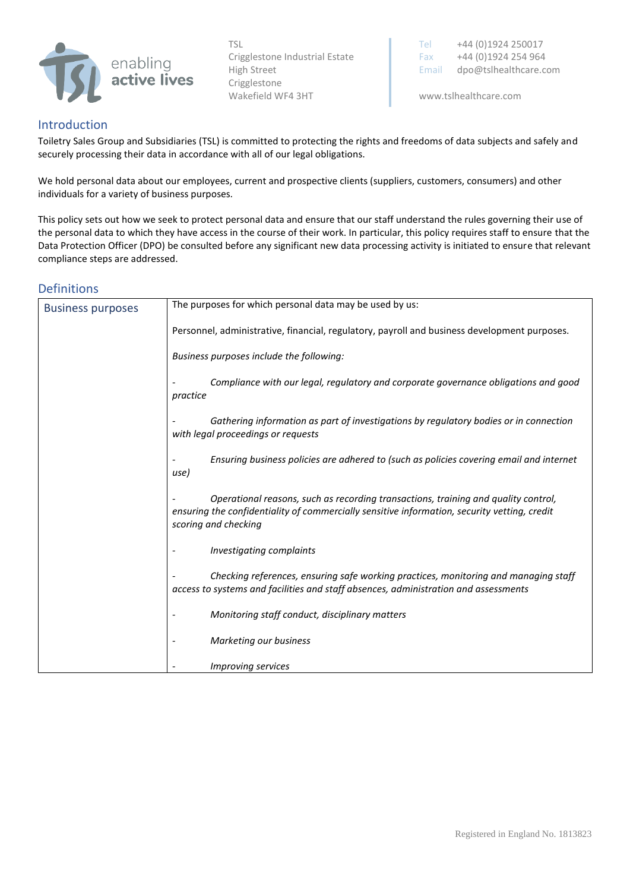## Introduction

Toiletry Sales Group and Subsidiaries (TSL) is committed to protecting the rights and freedoms of data subjects and safely and securely processing their data in accordance with all of our legal obligations.

We hold personal data about our employees, current and prospective clients (suppliers, customers, consumers) and other individuals for a variety of business purposes.

This policy sets out how we seek to protect personal data and ensure that our staff understand the rules governing their use of the personal data to which they have access in the course of their work. In particular, this policy requires staff to ensure that the Data Protection Officer (DPO) be consulted before any significant new data processing activity is initiated to ensure that relevant compliance steps are addressed.

## Definitions

| | |
|---|---|
| Business purposes | The purposes for which personal data may be used by us:<br><br>Personnel, administrative, financial, regulatory, payroll and business development purposes.<br><br>*Business purposes include the following:*<br><br>- *Compliance with our legal, regulatory and corporate governance obligations and good practice*<br>- *Gathering information as part of investigations by regulatory bodies or in connection with legal proceedings or requests*<br>- *Ensuring business policies are adhered to (such as policies covering email and internet use)*<br>- *Operational reasons, such as recording transactions, training and quality control, ensuring the confidentiality of commercially sensitive information, security vetting, credit scoring and checking*<br>- *Investigating complaints*<br>- *Checking references, ensuring safe working practices, monitoring and managing staff access to systems and facilities and staff absences, administration and assessments*<br>- *Monitoring staff conduct, disciplinary matters*<br>- *Marketing our business*<br>- *Improving services* |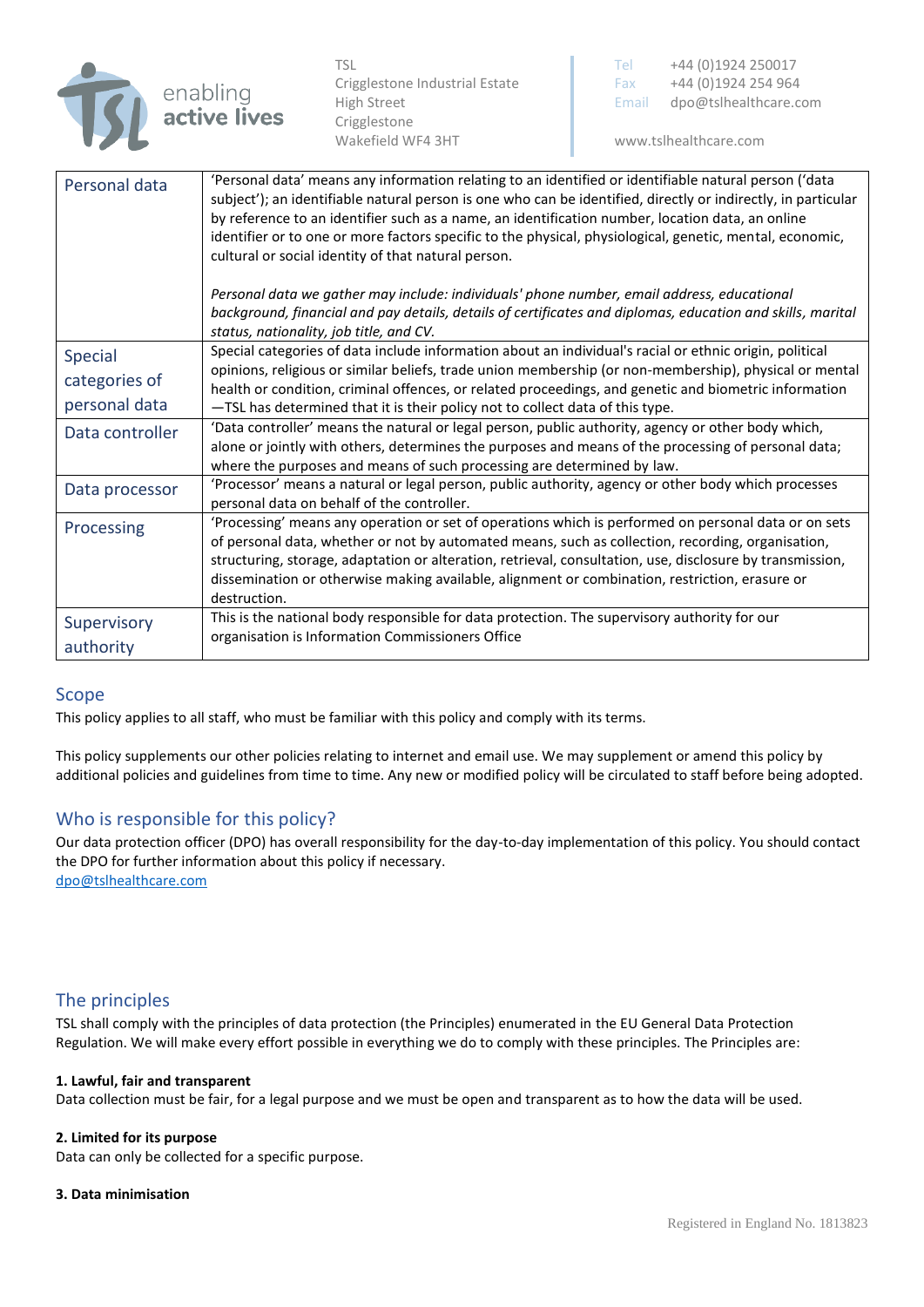| | |
|---|---|
| Personal data | 'Personal data' means any information relating to an identified or identifiable natural person ('data subject'); an identifiable natural person is one who can be identified, directly or indirectly, in particular by reference to an identifier such as a name, an identification number, location data, an online identifier or to one or more factors specific to the physical, physiological, genetic, mental, economic, cultural or social identity of that natural person.<br><br>*Personal data we gather may include: individuals' phone number, email address, educational background, financial and pay details, details of certificates and diplomas, education and skills, marital status, nationality, job title, and CV.* |
| Special categories of personal data | Special categories of data include information about an individual's racial or ethnic origin, political opinions, religious or similar beliefs, trade union membership (or non-membership), physical or mental health or condition, criminal offences, or related proceedings, and genetic and biometric information —TSL has determined that it is their policy not to collect data of this type. |
| Data controller | 'Data controller' means the natural or legal person, public authority, agency or other body which, alone or jointly with others, determines the purposes and means of the processing of personal data; where the purposes and means of such processing are determined by law. |
| Data processor | 'Processor' means a natural or legal person, public authority, agency or other body which processes personal data on behalf of the controller. |
| Processing | 'Processing' means any operation or set of operations which is performed on personal data or on sets of personal data, whether or not by automated means, such as collection, recording, organisation, structuring, storage, adaptation or alteration, retrieval, consultation, use, disclosure by transmission, dissemination or otherwise making available, alignment or combination, restriction, erasure or destruction. |
| Supervisory authority | This is the national body responsible for data protection. The supervisory authority for our organisation is Information Commissioners Office |

## Scope

This policy applies to all staff, who must be familiar with this policy and comply with its terms.

This policy supplements our other policies relating to internet and email use. We may supplement or amend this policy by additional policies and guidelines from time to time. Any new or modified policy will be circulated to staff before being adopted.

## Who is responsible for this policy?

Our data protection officer (DPO) has overall responsibility for the day-to-day implementation of this policy. You should contact the DPO for further information about this policy if necessary.
dpo@tslhealthcare.com

## The principles

TSL shall comply with the principles of data protection (the Principles) enumerated in the EU General Data Protection Regulation. We will make every effort possible in everything we do to comply with these principles. The Principles are:

**1. Lawful, fair and transparent**
Data collection must be fair, for a legal purpose and we must be open and transparent as to how the data will be used.

**2. Limited for its purpose**
Data can only be collected for a specific purpose.

**3. Data minimisation**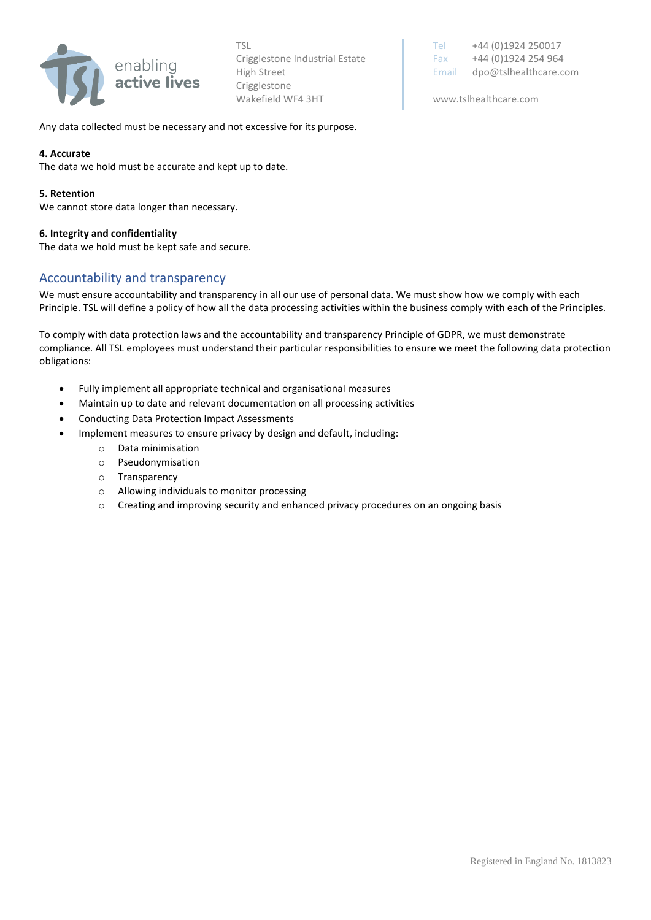Any data collected must be necessary and not excessive for its purpose.

**4. Accurate**
The data we hold must be accurate and kept up to date.

**5. Retention**
We cannot store data longer than necessary.

**6. Integrity and confidentiality**
The data we hold must be kept safe and secure.

## Accountability and transparency

We must ensure accountability and transparency in all our use of personal data. We must show how we comply with each Principle. TSL will define a policy of how all the data processing activities within the business comply with each of the Principles.

To comply with data protection laws and the accountability and transparency Principle of GDPR, we must demonstrate compliance. All TSL employees must understand their particular responsibilities to ensure we meet the following data protection obligations:

- Fully implement all appropriate technical and organisational measures
- Maintain up to date and relevant documentation on all processing activities
- Conducting Data Protection Impact Assessments
- Implement measures to ensure privacy by design and default, including:
  - Data minimisation
  - Pseudonymisation
  - Transparency
  - Allowing individuals to monitor processing
  - Creating and improving security and enhanced privacy procedures on an ongoing basis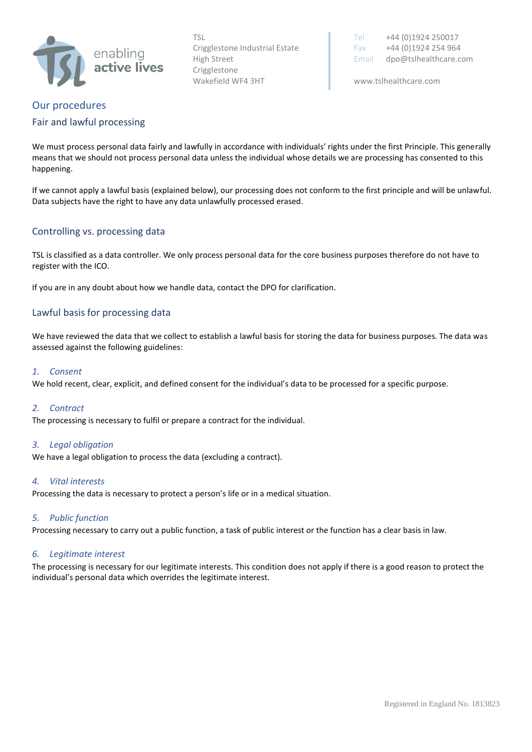# Our procedures

## Fair and lawful processing

We must process personal data fairly and lawfully in accordance with individuals' rights under the first Principle. This generally means that we should not process personal data unless the individual whose details we are processing has consented to this happening.

If we cannot apply a lawful basis (explained below), our processing does not conform to the first principle and will be unlawful. Data subjects have the right to have any data unlawfully processed erased.

## Controlling vs. processing data

TSL is classified as a data controller. We only process personal data for the core business purposes therefore do not have to register with the ICO.

If you are in any doubt about how we handle data, contact the DPO for clarification.

## Lawful basis for processing data

We have reviewed the data that we collect to establish a lawful basis for storing the data for business purposes. The data was assessed against the following guidelines:

### *1. Consent*

We hold recent, clear, explicit, and defined consent for the individual's data to be processed for a specific purpose.

### *2. Contract*

The processing is necessary to fulfil or prepare a contract for the individual.

### *3. Legal obligation*

We have a legal obligation to process the data (excluding a contract).

### *4. Vital interests*

Processing the data is necessary to protect a person's life or in a medical situation.

### *5. Public function*

Processing necessary to carry out a public function, a task of public interest or the function has a clear basis in law.

### *6. Legitimate interest*

The processing is necessary for our legitimate interests. This condition does not apply if there is a good reason to protect the individual's personal data which overrides the legitimate interest.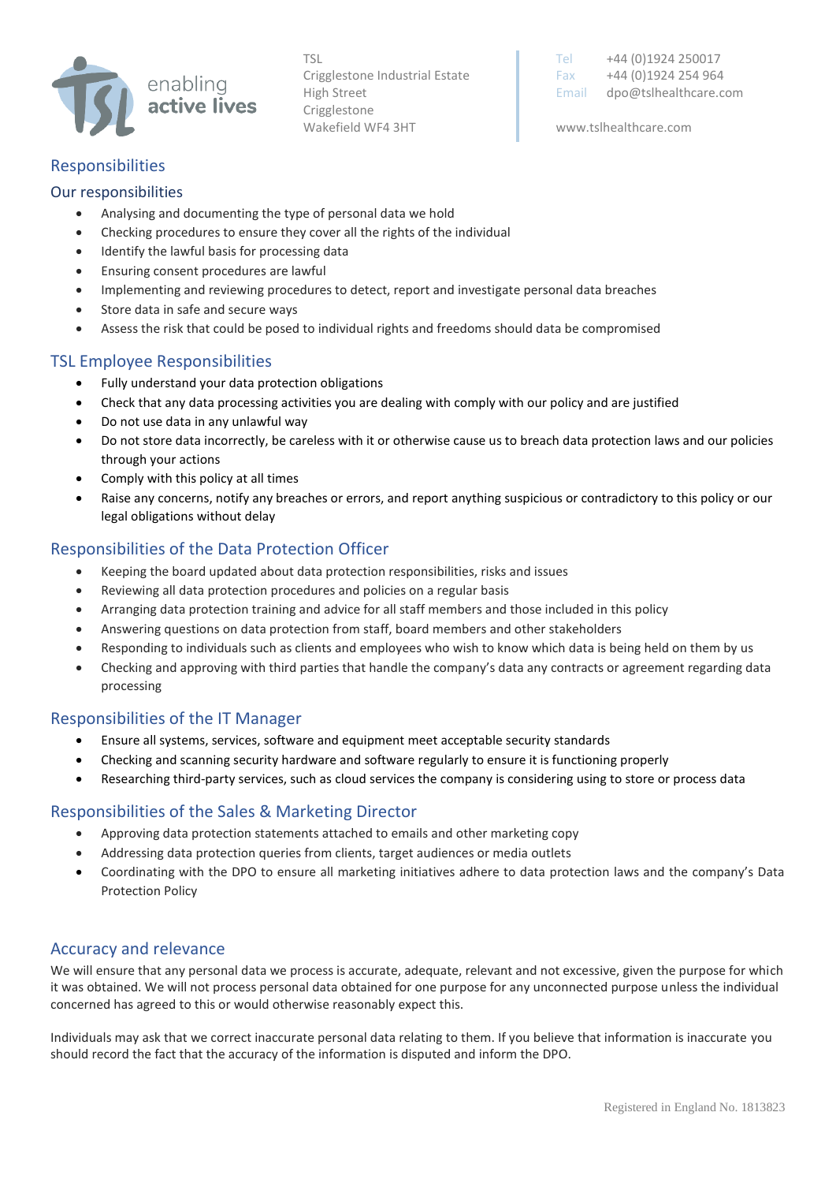## Responsibilities

### Our responsibilities

- Analysing and documenting the type of personal data we hold
- Checking procedures to ensure they cover all the rights of the individual
- Identify the lawful basis for processing data
- Ensuring consent procedures are lawful
- Implementing and reviewing procedures to detect, report and investigate personal data breaches
- Store data in safe and secure ways
- Assess the risk that could be posed to individual rights and freedoms should data be compromised

### TSL Employee Responsibilities

- Fully understand your data protection obligations
- Check that any data processing activities you are dealing with comply with our policy and are justified
- Do not use data in any unlawful way
- Do not store data incorrectly, be careless with it or otherwise cause us to breach data protection laws and our policies through your actions
- Comply with this policy at all times
- Raise any concerns, notify any breaches or errors, and report anything suspicious or contradictory to this policy or our legal obligations without delay

### Responsibilities of the Data Protection Officer

- Keeping the board updated about data protection responsibilities, risks and issues
- Reviewing all data protection procedures and policies on a regular basis
- Arranging data protection training and advice for all staff members and those included in this policy
- Answering questions on data protection from staff, board members and other stakeholders
- Responding to individuals such as clients and employees who wish to know which data is being held on them by us
- Checking and approving with third parties that handle the company's data any contracts or agreement regarding data processing

### Responsibilities of the IT Manager

- Ensure all systems, services, software and equipment meet acceptable security standards
- Checking and scanning security hardware and software regularly to ensure it is functioning properly
- Researching third-party services, such as cloud services the company is considering using to store or process data

### Responsibilities of the Sales & Marketing Director

- Approving data protection statements attached to emails and other marketing copy
- Addressing data protection queries from clients, target audiences or media outlets
- Coordinating with the DPO to ensure all marketing initiatives adhere to data protection laws and the company's Data Protection Policy

## Accuracy and relevance

We will ensure that any personal data we process is accurate, adequate, relevant and not excessive, given the purpose for which it was obtained. We will not process personal data obtained for one purpose for any unconnected purpose unless the individual concerned has agreed to this or would otherwise reasonably expect this.

Individuals may ask that we correct inaccurate personal data relating to them. If you believe that information is inaccurate you should record the fact that the accuracy of the information is disputed and inform the DPO.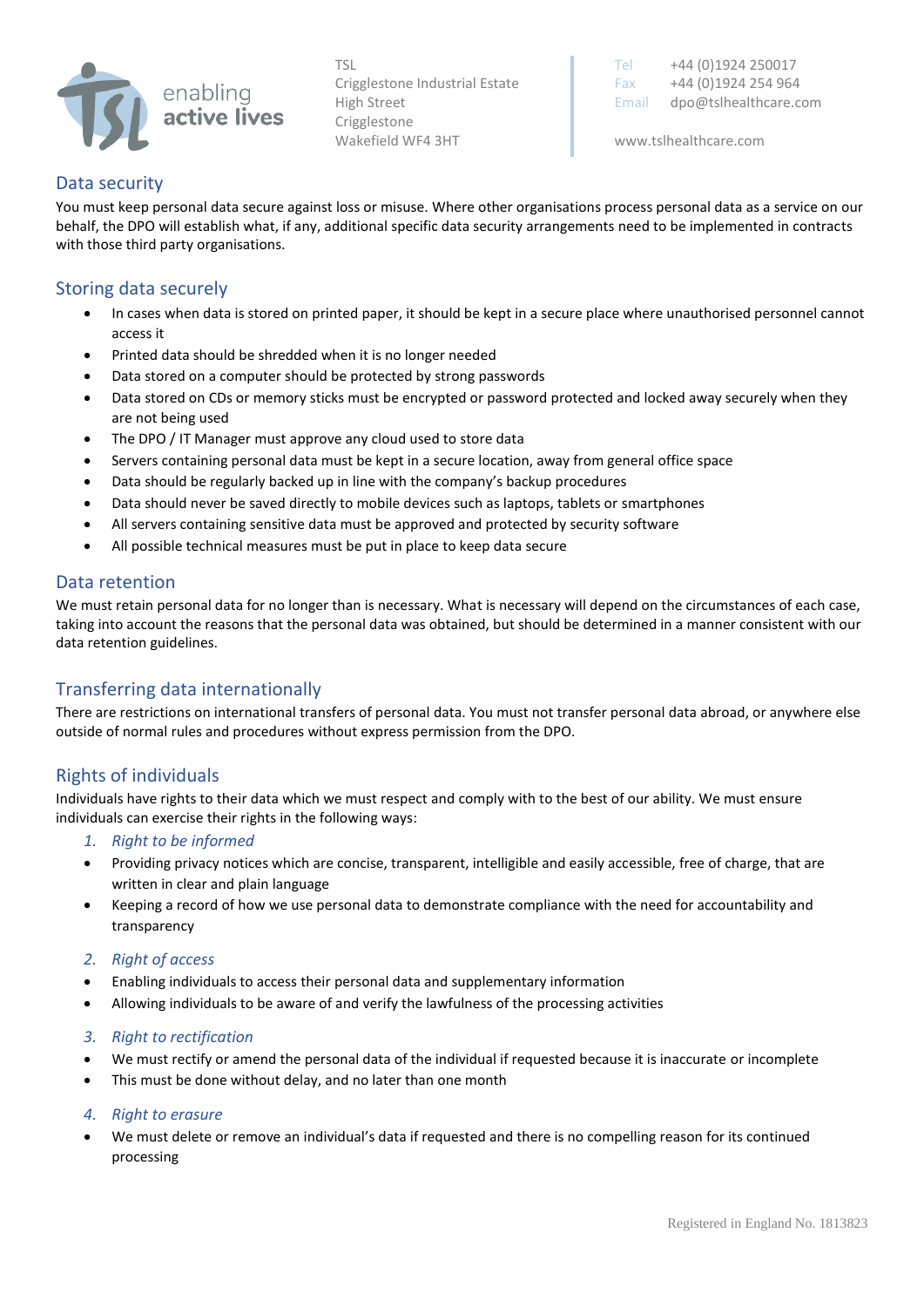## Data security

You must keep personal data secure against loss or misuse. Where other organisations process personal data as a service on our behalf, the DPO will establish what, if any, additional specific data security arrangements need to be implemented in contracts with those third party organisations.

## Storing data securely

- In cases when data is stored on printed paper, it should be kept in a secure place where unauthorised personnel cannot access it
- Printed data should be shredded when it is no longer needed
- Data stored on a computer should be protected by strong passwords
- Data stored on CDs or memory sticks must be encrypted or password protected and locked away securely when they are not being used
- The DPO / IT Manager must approve any cloud used to store data
- Servers containing personal data must be kept in a secure location, away from general office space
- Data should be regularly backed up in line with the company's backup procedures
- Data should never be saved directly to mobile devices such as laptops, tablets or smartphones
- All servers containing sensitive data must be approved and protected by security software
- All possible technical measures must be put in place to keep data secure

## Data retention

We must retain personal data for no longer than is necessary. What is necessary will depend on the circumstances of each case, taking into account the reasons that the personal data was obtained, but should be determined in a manner consistent with our data retention guidelines.

## Transferring data internationally

There are restrictions on international transfers of personal data. You must not transfer personal data abroad, or anywhere else outside of normal rules and procedures without express permission from the DPO.

## Rights of individuals

Individuals have rights to their data which we must respect and comply with to the best of our ability. We must ensure individuals can exercise their rights in the following ways:

1. *Right to be informed*

- Providing privacy notices which are concise, transparent, intelligible and easily accessible, free of charge, that are written in clear and plain language
- Keeping a record of how we use personal data to demonstrate compliance with the need for accountability and transparency

2. *Right of access*

- Enabling individuals to access their personal data and supplementary information
- Allowing individuals to be aware of and verify the lawfulness of the processing activities

3. *Right to rectification*

- We must rectify or amend the personal data of the individual if requested because it is inaccurate or incomplete
- This must be done without delay, and no later than one month

4. *Right to erasure*

- We must delete or remove an individual's data if requested and there is no compelling reason for its continued processing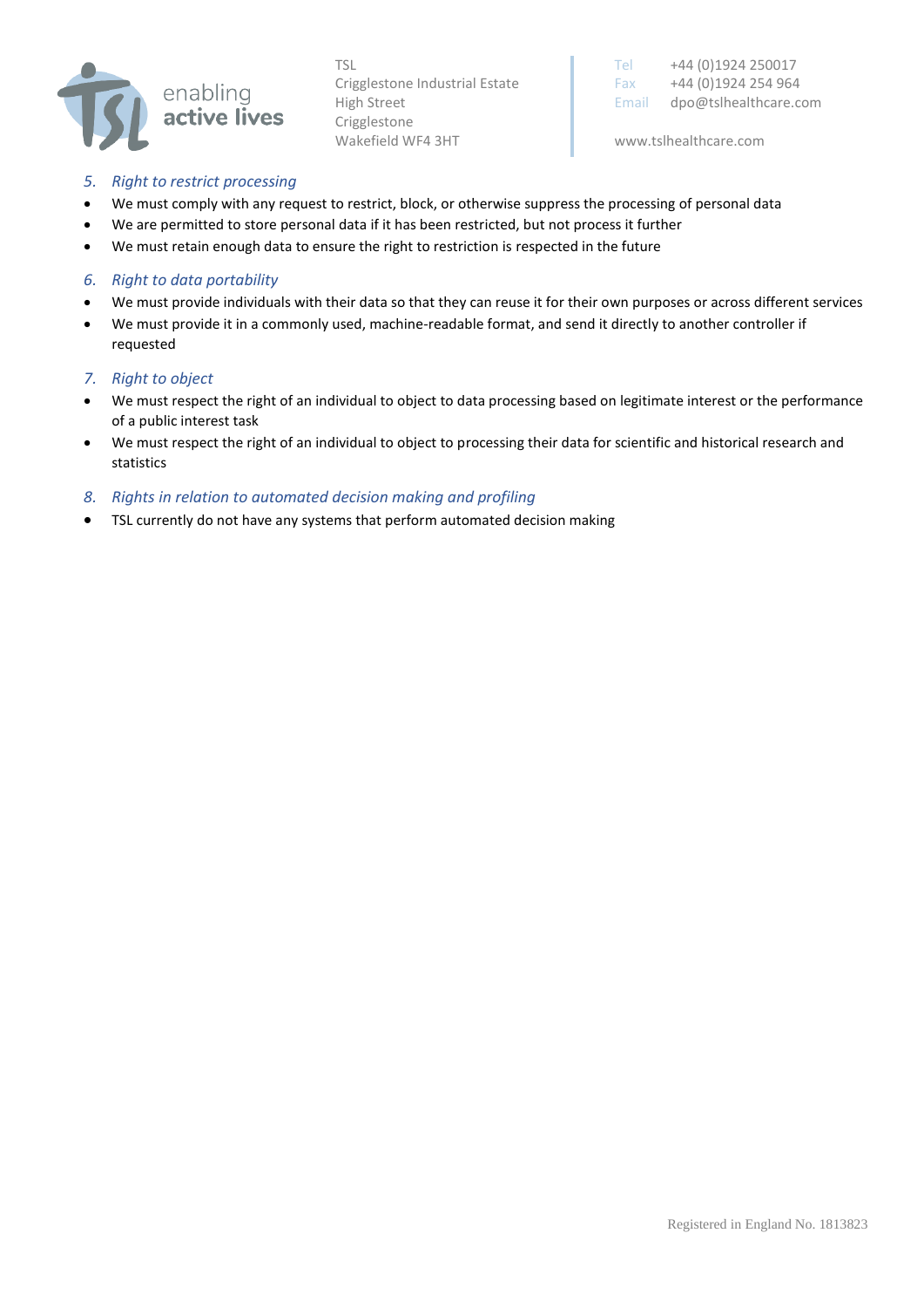### 5. *Right to restrict processing*

- We must comply with any request to restrict, block, or otherwise suppress the processing of personal data
- We are permitted to store personal data if it has been restricted, but not process it further
- We must retain enough data to ensure the right to restriction is respected in the future

### 6. *Right to data portability*

- We must provide individuals with their data so that they can reuse it for their own purposes or across different services
- We must provide it in a commonly used, machine-readable format, and send it directly to another controller if requested

### 7. *Right to object*

- We must respect the right of an individual to object to data processing based on legitimate interest or the performance of a public interest task
- We must respect the right of an individual to object to processing their data for scientific and historical research and statistics

### 8. *Rights in relation to automated decision making and profiling*

- TSL currently do not have any systems that perform automated decision making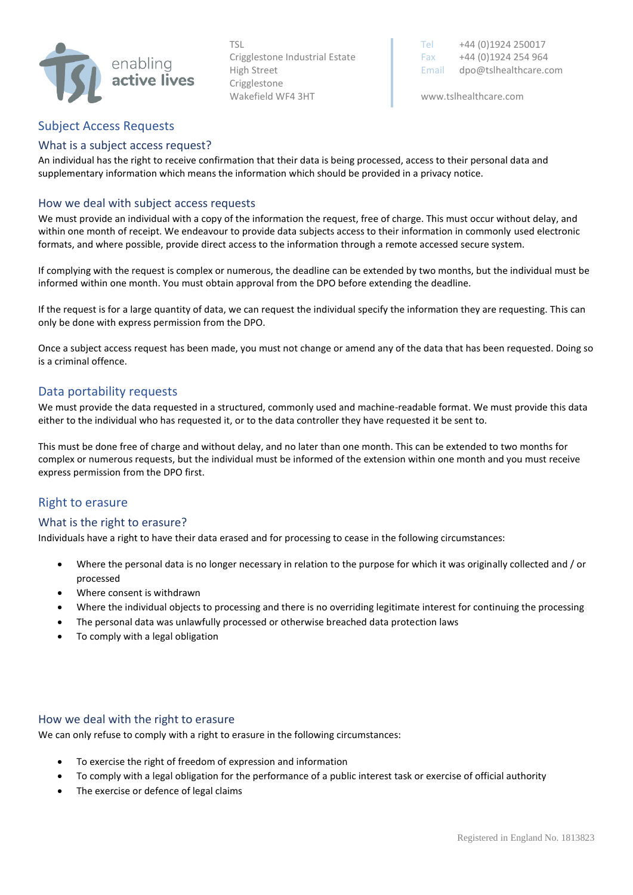## Subject Access Requests

### What is a subject access request?

An individual has the right to receive confirmation that their data is being processed, access to their personal data and supplementary information which means the information which should be provided in a privacy notice.

### How we deal with subject access requests

We must provide an individual with a copy of the information the request, free of charge. This must occur without delay, and within one month of receipt. We endeavour to provide data subjects access to their information in commonly used electronic formats, and where possible, provide direct access to the information through a remote accessed secure system.

If complying with the request is complex or numerous, the deadline can be extended by two months, but the individual must be informed within one month. You must obtain approval from the DPO before extending the deadline.

If the request is for a large quantity of data, we can request the individual specify the information they are requesting. This can only be done with express permission from the DPO.

Once a subject access request has been made, you must not change or amend any of the data that has been requested. Doing so is a criminal offence.

## Data portability requests

We must provide the data requested in a structured, commonly used and machine-readable format. We must provide this data either to the individual who has requested it, or to the data controller they have requested it be sent to.

This must be done free of charge and without delay, and no later than one month. This can be extended to two months for complex or numerous requests, but the individual must be informed of the extension within one month and you must receive express permission from the DPO first.

## Right to erasure

### What is the right to erasure?

Individuals have a right to have their data erased and for processing to cease in the following circumstances:

- Where the personal data is no longer necessary in relation to the purpose for which it was originally collected and / or processed
- Where consent is withdrawn
- Where the individual objects to processing and there is no overriding legitimate interest for continuing the processing
- The personal data was unlawfully processed or otherwise breached data protection laws
- To comply with a legal obligation

### How we deal with the right to erasure

We can only refuse to comply with a right to erasure in the following circumstances:

- To exercise the right of freedom of expression and information
- To comply with a legal obligation for the performance of a public interest task or exercise of official authority
- The exercise or defence of legal claims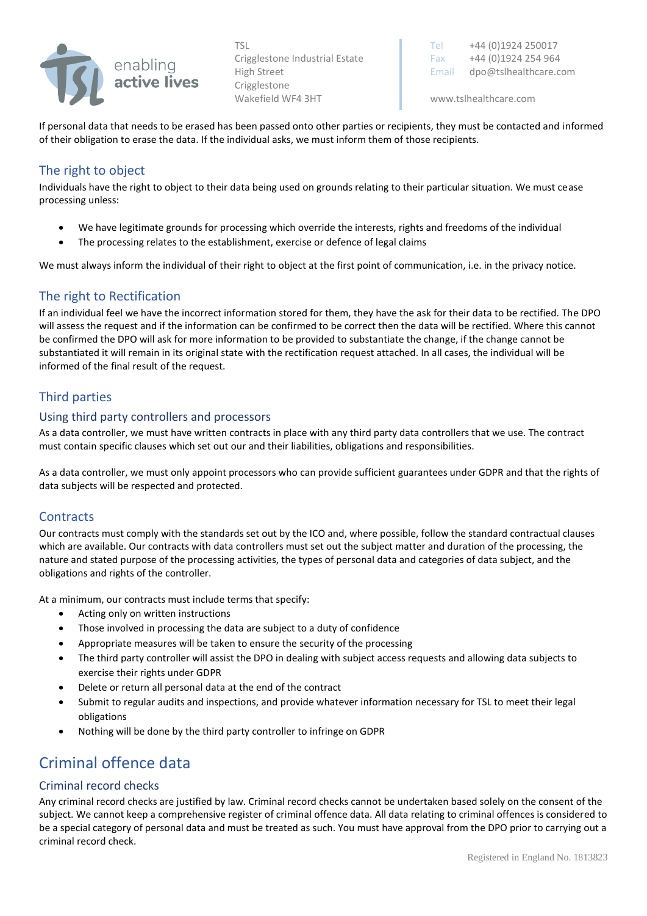If personal data that needs to be erased has been passed onto other parties or recipients, they must be contacted and informed of their obligation to erase the data. If the individual asks, we must inform them of those recipients.

## The right to object

Individuals have the right to object to their data being used on grounds relating to their particular situation. We must cease processing unless:

- We have legitimate grounds for processing which override the interests, rights and freedoms of the individual
- The processing relates to the establishment, exercise or defence of legal claims

We must always inform the individual of their right to object at the first point of communication, i.e. in the privacy notice.

## The right to Rectification

If an individual feel we have the incorrect information stored for them, they have the ask for their data to be rectified. The DPO will assess the request and if the information can be confirmed to be correct then the data will be rectified. Where this cannot be confirmed the DPO will ask for more information to be provided to substantiate the change, if the change cannot be substantiated it will remain in its original state with the rectification request attached. In all cases, the individual will be informed of the final result of the request.

## Third parties

### Using third party controllers and processors

As a data controller, we must have written contracts in place with any third party data controllers that we use. The contract must contain specific clauses which set out our and their liabilities, obligations and responsibilities.

As a data controller, we must only appoint processors who can provide sufficient guarantees under GDPR and that the rights of data subjects will be respected and protected.

## Contracts

Our contracts must comply with the standards set out by the ICO and, where possible, follow the standard contractual clauses which are available. Our contracts with data controllers must set out the subject matter and duration of the processing, the nature and stated purpose of the processing activities, the types of personal data and categories of data subject, and the obligations and rights of the controller.

At a minimum, our contracts must include terms that specify:

- Acting only on written instructions
- Those involved in processing the data are subject to a duty of confidence
- Appropriate measures will be taken to ensure the security of the processing
- The third party controller will assist the DPO in dealing with subject access requests and allowing data subjects to exercise their rights under GDPR
- Delete or return all personal data at the end of the contract
- Submit to regular audits and inspections, and provide whatever information necessary for TSL to meet their legal obligations
- Nothing will be done by the third party controller to infringe on GDPR

# Criminal offence data

## Criminal record checks

Any criminal record checks are justified by law. Criminal record checks cannot be undertaken based solely on the consent of the subject. We cannot keep a comprehensive register of criminal offence data. All data relating to criminal offences is considered to be a special category of personal data and must be treated as such. You must have approval from the DPO prior to carrying out a criminal record check.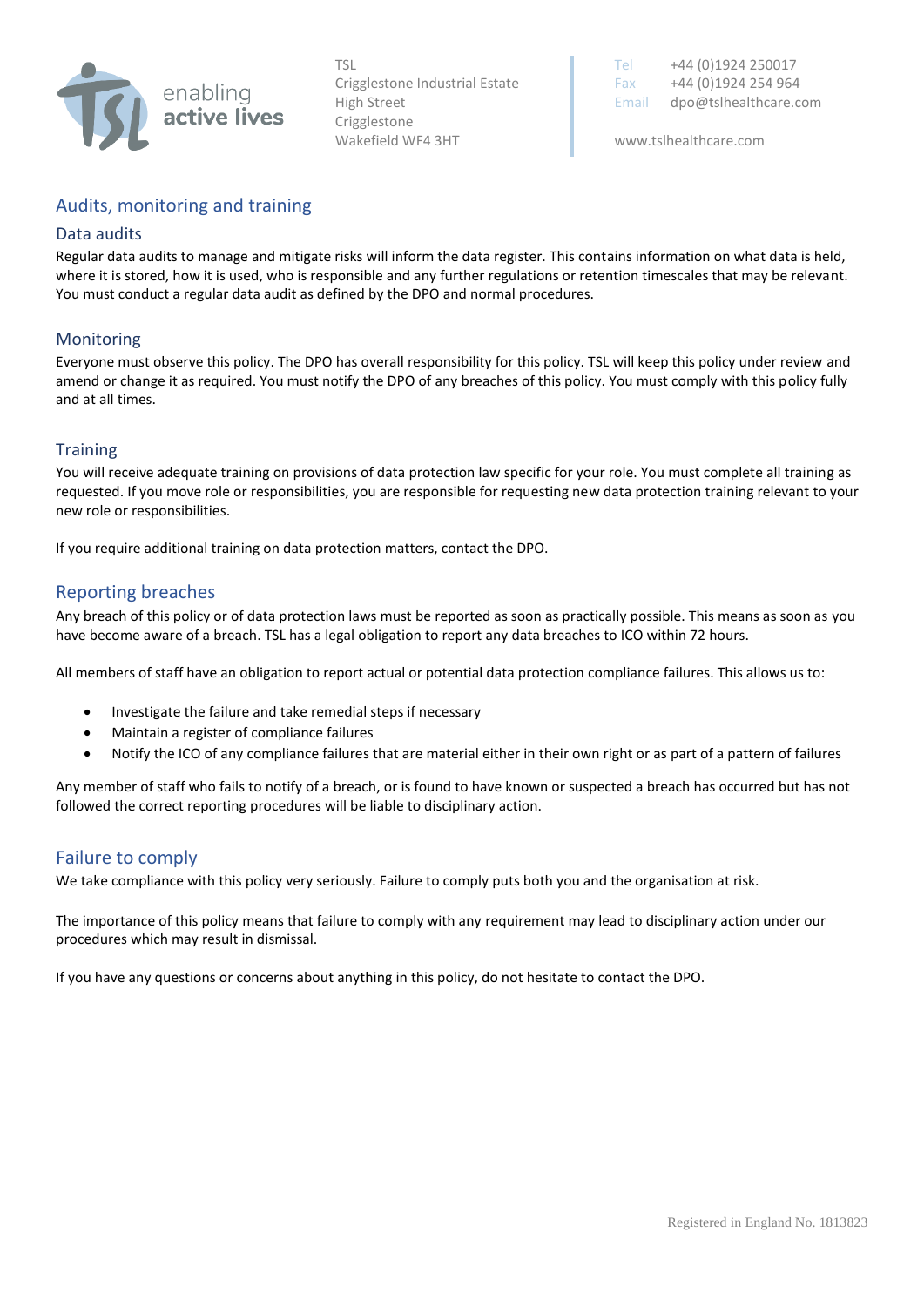## Audits, monitoring and training

### Data audits

Regular data audits to manage and mitigate risks will inform the data register. This contains information on what data is held, where it is stored, how it is used, who is responsible and any further regulations or retention timescales that may be relevant. You must conduct a regular data audit as defined by the DPO and normal procedures.

### Monitoring

Everyone must observe this policy. The DPO has overall responsibility for this policy. TSL will keep this policy under review and amend or change it as required. You must notify the DPO of any breaches of this policy. You must comply with this policy fully and at all times.

### Training

You will receive adequate training on provisions of data protection law specific for your role. You must complete all training as requested. If you move role or responsibilities, you are responsible for requesting new data protection training relevant to your new role or responsibilities.

If you require additional training on data protection matters, contact the DPO.

## Reporting breaches

Any breach of this policy or of data protection laws must be reported as soon as practically possible. This means as soon as you have become aware of a breach. TSL has a legal obligation to report any data breaches to ICO within 72 hours.

All members of staff have an obligation to report actual or potential data protection compliance failures. This allows us to:

- Investigate the failure and take remedial steps if necessary
- Maintain a register of compliance failures
- Notify the ICO of any compliance failures that are material either in their own right or as part of a pattern of failures

Any member of staff who fails to notify of a breach, or is found to have known or suspected a breach has occurred but has not followed the correct reporting procedures will be liable to disciplinary action.

## Failure to comply

We take compliance with this policy very seriously. Failure to comply puts both you and the organisation at risk.

The importance of this policy means that failure to comply with any requirement may lead to disciplinary action under our procedures which may result in dismissal.

If you have any questions or concerns about anything in this policy, do not hesitate to contact the DPO.